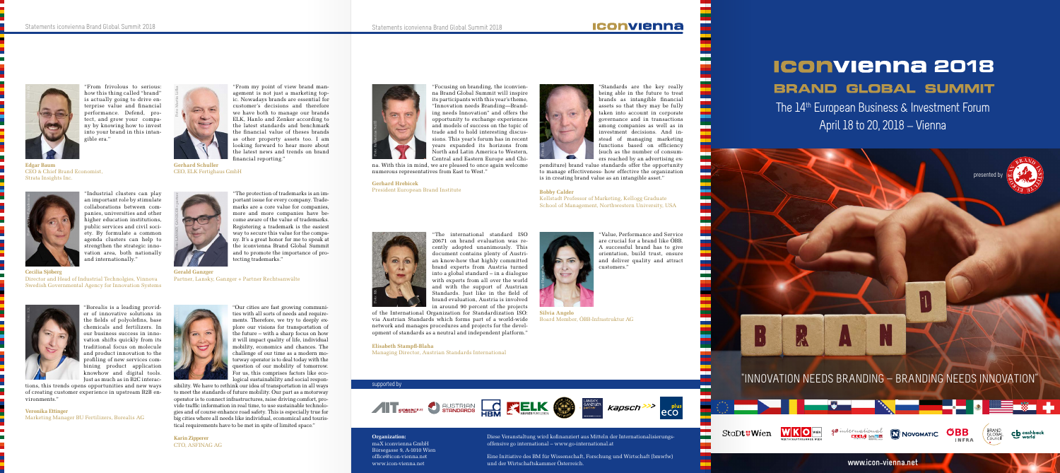# iconvienna 2018

## BRAND GLOBAL SUMMIT

The 14th European Business & Investment Forum
April 18 to 20, 2018 – Vienna

presented by

"INNOVATION NEEDS BRANDING – BRANDING NEEDS INNOVATION"

www.icon-vienna.net

## Statements iconvienna Brand Global Summit 2018

"From frivolous to serious: how this thing called "brand" is actually going to drive enterprise value and financial performance. Defend, protect, and grow your company by knowing how to invest into your brand in this intangible era."

**Edgar Baum**
CEO & Chief Brand Economist, Strata Insights Inc.

"From my point of view brand management is not just a marketing topic. Nowadays brands are essential for customer's decisions and therefore we have both to manage our brands ELK, Hanlo and Zenker according to the latest standards and benchmark the financial value of theses brands as other property assets too. I am looking forward to hear more about the latest news and trends on brand financial reporting."

**Gerhard Schuller**
CEO, ELK Fertighaus GmbH

"Industrial clusters can play an important role by stimulate collaborations between companies, universities and other higher education institutions, public services and civil society. By formulate a common agenda clusters can help to strengthen the strategic innovation area, both nationally and internationally."

**Cecilia Sjöberg**
Director and Head of Industrial Technolgies, Vinnova Swedish Governmental Agency for Innovation Systems

"The protection of trademarks is an important issue for every company. Trademarks are a core value for companies, more and more companies have become aware of the value of trademarks. Registering a trademark is the easiest way to secure this value for the company. It's a great honor for me to speak at the iconvienna Brand Global Summit and to promote the importance of protecting trademarks."

**Gerald Ganzger**
Partner, Lansky, Ganzger + Partner Rechtsanwälte

"Borealis is a leading provider of innovative solutions in the fields of polyolefins, base chemicals and fertilizers. In our business success in innovation shifts quickly from its traditional focus on molecule and product innovation to the profiling of new services combining product application knowhow and digital tools. Just as much as in B2C interactions, this trends opens opportunities and new ways of creating customer experience in upstream B2B environments."

**Veronika Ettinger**
Marketing Manager BU Fertilizers, Borealis AG

"Our cities are fast growing communities with all sorts of needs and requirements. Therefore, we try to deeply explore our visions for transportation of the future – with a sharp focus on how it will impact quality of life, individual mobility, economics and chances. The challenge of our time as a modern motorway operator is to deal today with the question of our mobility of tomorrow. For us, this comprises factors like ecological sustainability and social responsibility. We have to rethink our idea of transportation in all ways to meet the standards of future mobility. Our part as a motorway operator is to connect infrastructures, raise driving comfort, provide traffic information in real time, to use sustainable technologies and of course enhance road safety. This is especially true for big cities where all needs like individual, economical and touristical requirements have to be met in spite of limited space."

**Karin Zipperer**
CTO, ASFINAG AG

"Focusing on branding, the iconvienna Brand Global Summit will inspire its participants with this year's theme, "Innovation needs Branding—Branding needs Innovation" and offers the opportunity to exchange experiences and models of success on the topic of trade and to hold interesting discussions. This year's forum has in recent years expanded its horizons from North and Latin America to Western, Central and Eastern Europe and China. With this in mind, we are pleased to once again welcome numerous representatives from East to West."

**Gerhard Hrebicek**
President European Brand Institute

"Standards are the key really being able in the future to treat brands as intangible financial assets so that they may be fully taken into account in corporate governance and in transactions among companies as well as in investment decisions. And instead of managing marketing functions based on efficiency (such as the number of consumers reached by advertising expenditure) brand value standards offer the opportunity to manage effectiveness- how effective the organization is in creating brand value as an intangible asset."

**Bobby Calder**
Kellstadt Professor of Marketing, Kellogg Graduate School of Management, Northwestern University, USA

"The international standard ISO 20671 on brand evaluation was recently adopted unanimously. This document contains plenty of Austrian know-how that highly committed brand experts from Austria turned into a global standard – in a dialogue with experts from all over the world and with the support of Austrian Standards. Just like in the field of brand evaluation, Austria is involved in around 90 percent of the projects of the International Organization for Standardization ISO: via Austrian Standards which forms part of a world-wide network and manages procedures and projects for the development of standards as a neutral and independent platform."

**Elisabeth Stampfl-Blaha**
Managing Director, Austrian Standards International

"Value, Performance and Service are crucial for a brand like ÖBB. A successful brand has to give orientation, build trust, ensure and deliver quality and attract customers."

**Silvia Angelo**
Board Member, ÖBB-Infrastruktur AG

supported by

**Organization:**
maX iconvienna GmbH
Börsegasse 9, A-1010 Wien
office@icon-vienna.net
www.icon-vienna.net

Diese Veranstaltung wird kofinanziert aus Mitteln der Internationalisierungsoffensive go international – www.go-international.at

Eine Initiative des BM für Wissenschaft, Forschung und Wirtschaft (bmwfw) und der Wirtschaftskammer Österreich.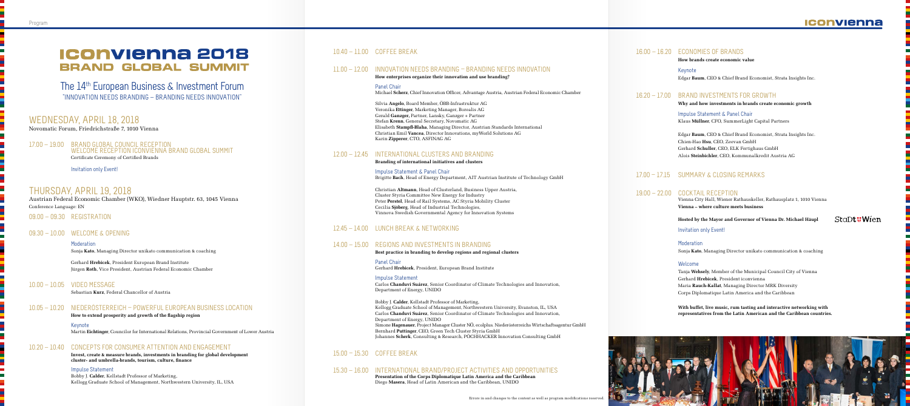# iconvienna 2018 BRAND GLOBAL SUMMIT

## The 14th European Business & Investment Forum

"INNOVATION NEEDS BRANDING – BRANDING NEEDS INNOVATION"

## WEDNESDAY, APRIL 18, 2018

Novomatic Forum, Friedrichstraße 7, 1010 Vienna

**17.00 – 19.00 BRAND GLOBAL COUNCIL RECEPTION**
**WELCOME RECEPTION ICONVIENNA BRAND GLOBAL SUMMIT**

Certificate Ceremony of Certified Brands

Invitation only Event!

## THURSDAY, APRIL 19, 2018

Austrian Federal Economic Chamber (WKO), Wiedner Hauptstr. 63, 1045 Vienna
Conference Language: EN

**09.00 – 09.30 REGISTRATION**

**09.30 – 10.00 WELCOME & OPENING**

Moderation
Sonja **Kato**, Managing Director unikato communication & coaching

Gerhard **Hrebicek**, President European Brand Institute
Jürgen **Roth**, Vice President, Austrian Federal Economic Chamber

**10.00 – 10.05 VIDEO MESSAGE**

Sebastian **Kurz**, Federal Chancellor of Austria

**10.05 – 10.20 NIEDERÖSTERREICH – POWERFUL EUROPEAN BUSINESS LOCATION**

**How to extend prosperity and growth of the flagship region**

Keynote
Martin **Eichtinger**, Councilor for International Relations, Provincial Government of Lower Austria

**10.20 – 10.40 CONCEPTS FOR CONSUMER ATTENTION AND ENGAGEMENT**

**Invest, create & measure brands, investments in branding for global development cluster- and umbrella-brands, tourism, culture, finance**

Impulse Statement
Bobby J. **Calder**, Kellstadt Professor of Marketing,
Kellogg Graduate School of Management, Northwestern University, IL, USA

**10.40 – 11.00 COFFEE BREAK**

**11.00 – 12.00 INNOVATION NEEDS BRANDING – BRANDING NEEDS INNOVATION**

**How enterprises organize their innovation and use branding?**

Panel Chair
Michael **Scherz**, Chief Innovation Officer, Advantage Austria, Austrian Federal Economic Chamber

Silvia **Angelo**, Board Member, ÖBB-Infrastruktur AG
Veronika **Ettinger**, Marketing Manager, Borealis AG
Gerald **Ganzger**, Partner, Lansky, Ganzger + Partner
Stefan **Krenn**, General Secretary, Novomatic AG
Elisabeth **Stampfl-Blaha**, Managing Director, Austrian Standards International
Christian Emil **Vancea**, Director Innovations, myWorld Solutions AG
Karin **Zipperer**, CTO, ASFINAG AG

**12.00 – 12.45 INTERNATIONAL CLUSTERS AND BRANDING**

**Branding of international initiatives and clusters**

Impulse Statement & Panel Chair
Brigitte **Bach**, Head of Energy Department, AIT Austrian Institute of Technology GmbH

Christian **Altmann**, Head of Clusterland, Business Upper Austria,
Cluster Styria Committee New Energy for Industry
Peter **Perstel**, Head of Rail Systems, AC Styria Mobility Cluster
Cecilia **Sjöberg**, Head of Industrial Technologies,
Vinnova Swedish Governmental Agency for Innovation Systems

**12.45 – 14.00 LUNCH BREAK & NETWORKING**

**14.00 – 15.00 REGIONS AND INVESTMENTS IN BRANDING**

**Best practice in branding to develop regions and regional clusters**

Panel Chair
Gerhard **Hrebicek**, President, European Brand Institute

Impulse Statement
Carlos **Chanduvi Suárez**, Senior Coordinator of Climate Technologies and Innovation,
Department of Energy, UNIDO

Bobby J. **Calder**, Kellstadt Professor of Marketing,
Kellogg Graduate School of Management, Northwestern University, Evanston, IL, USA
Carlos **Chanduvi Suárez**, Senior Coordinator of Climate Technologies and Innovation,
Department of Energy, UNIDO
Simone **Hagenauer**, Project Manager Cluster NÖ, ecoplus. Niederösterreichs Wirtschaftsagentur GmbH
Bernhard **Puttinger**, CEO, Green Tech Cluster Styria GmbH
Johannes **Scherk**, Consulting & Research, PÖCHHACKER Innovation Consulting GmbH

**15.00 – 15.30 COFFEE BREAK**

**15.30 – 16.00 INTERNATIONAL BRAND/PROJECT ACTIVITIES AND OPPORTUNITIES**

**Presentation of the Corps Diplomatique Latin America and the Caribbean**
Diego **Masera**, Head of Latin American and the Caribbean, UNIDO

**16.00 – 16.20 ECONOMIES OF BRANDS**

**How brands create economic value**

Keynote
Edgar **Baum**, CEO & Chief Brand Economist, Strata Insights Inc.

**16.20 – 17.00 BRAND INVESTMENTS FOR GROWTH**

**Why and how investments in brands create economic growth**

Impulse Statement & Panel Chair
Klaus **Müllner**, CFO, SummerLight Capital Partners

Edgar **Baum**, CEO & Chief Brand Economist, Strata Insights Inc.
Chien-Hao **Hsu**, CEO, Zeevan GmbH
Gerhard **Schuller**, CEO, ELK Fertighaus GmbH
Alois **Steinbichler**, CEO, Kommunalkredit Austria AG

**17.00 – 17.15 SUMMARY & CLOSING REMARKS**

**19.00 – 22.00 COCKTAIL RECEPTION**

Vienna City Hall, Wiener Rathauskeller, Rathausplatz 1, 1010 Vienna
**Vienna – where culture meets business**

**Hosted by the Mayor and Governor of Vienna Dr. Michael Häupl**

Invitation only Event!

Moderation
Sonja **Kato**, Managing Director unikato communication & coaching

Welcome
Tanja **Wehsely**, Member of the Municipal Council City of Vienna
Gerhard **Hrebicek**, President iconvienna
Maria **Rauch-Kallat**, Managing Director MRK Diversity
Corps Diplomatique Latin America and the Caribbean

**With buffet, live music, rum tasting and interactive networking with representatives from the Latin American and the Caribbean countries.**

Errors in and changes to the content as well as program modifications reserved.